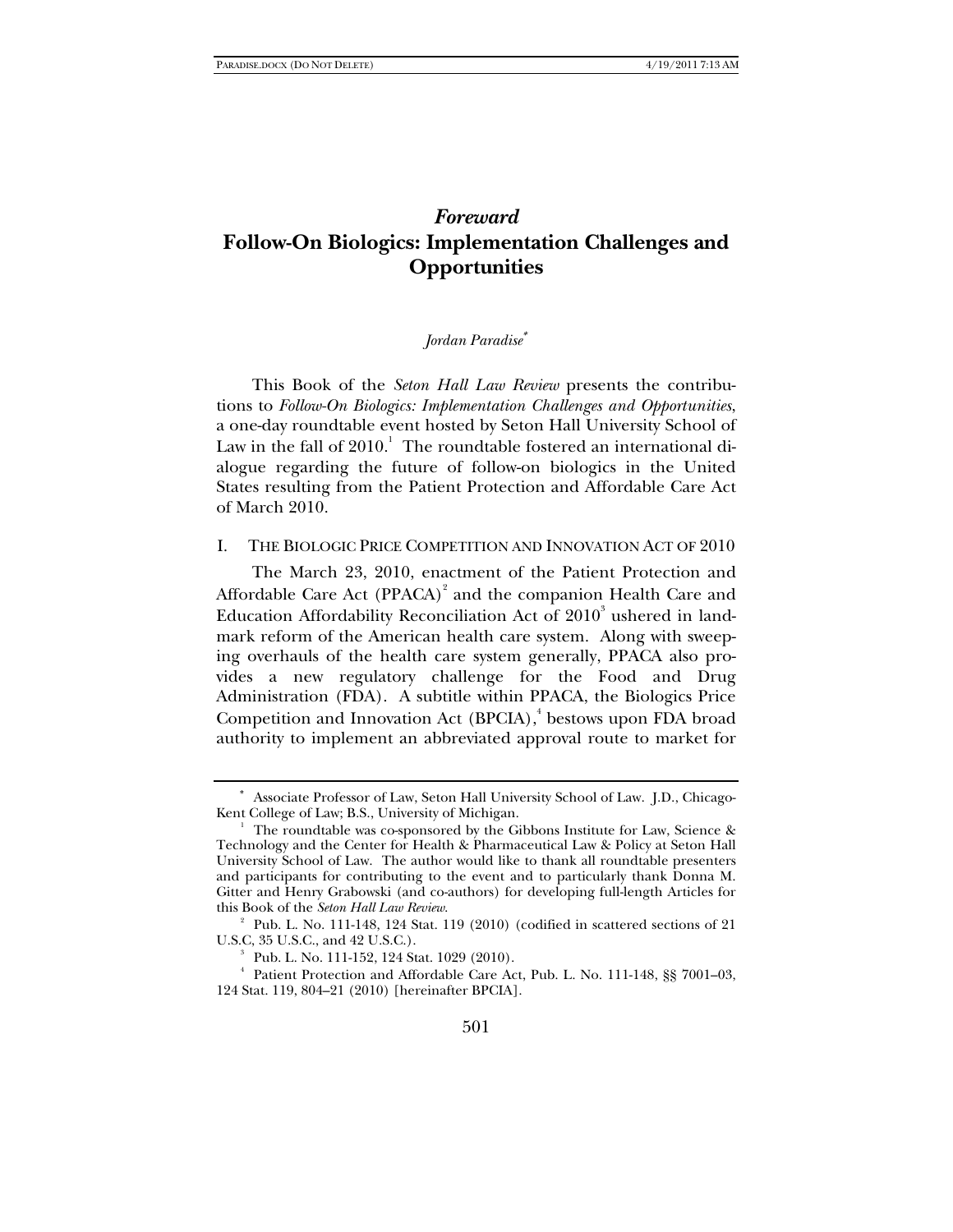# *Foreward*

# Follow-On Biologics: Implementation Challenges and Opportunities

*Jordan Paradise*[*]

This Book of the *Seton Hall Law Review* presents the contributions to *Follow-On Biologics: Implementation Challenges and Opportunities*, a one-day roundtable event hosted by Seton Hall University School of Law in the fall of 2010.[1] The roundtable fostered an international dialogue regarding the future of follow-on biologics in the United States resulting from the Patient Protection and Affordable Care Act of March 2010.

## I. THE BIOLOGIC PRICE COMPETITION AND INNOVATION ACT OF 2010

The March 23, 2010, enactment of the Patient Protection and Affordable Care Act (PPACA)[2] and the companion Health Care and Education Affordability Reconciliation Act of 2010[3] ushered in landmark reform of the American health care system. Along with sweeping overhauls of the health care system generally, PPACA also provides a new regulatory challenge for the Food and Drug Administration (FDA). A subtitle within PPACA, the Biologics Price Competition and Innovation Act (BPCIA),[4] bestows upon FDA broad authority to implement an abbreviated approval route to market for

---

[*] Associate Professor of Law, Seton Hall University School of Law. J.D., Chicago-Kent College of Law; B.S., University of Michigan.

[1] The roundtable was co-sponsored by the Gibbons Institute for Law, Science & Technology and the Center for Health & Pharmaceutical Law & Policy at Seton Hall University School of Law. The author would like to thank all roundtable presenters and participants for contributing to the event and to particularly thank Donna M. Gitter and Henry Grabowski (and co-authors) for developing full-length Articles for this Book of the *Seton Hall Law Review*.

[2] Pub. L. No. 111-148, 124 Stat. 119 (2010) (codified in scattered sections of 21 U.S.C, 35 U.S.C., and 42 U.S.C.).

[3] Pub. L. No. 111-152, 124 Stat. 1029 (2010).

[4] Patient Protection and Affordable Care Act, Pub. L. No. 111-148, §§ 7001–03, 124 Stat. 119, 804–21 (2010) [hereinafter BPCIA].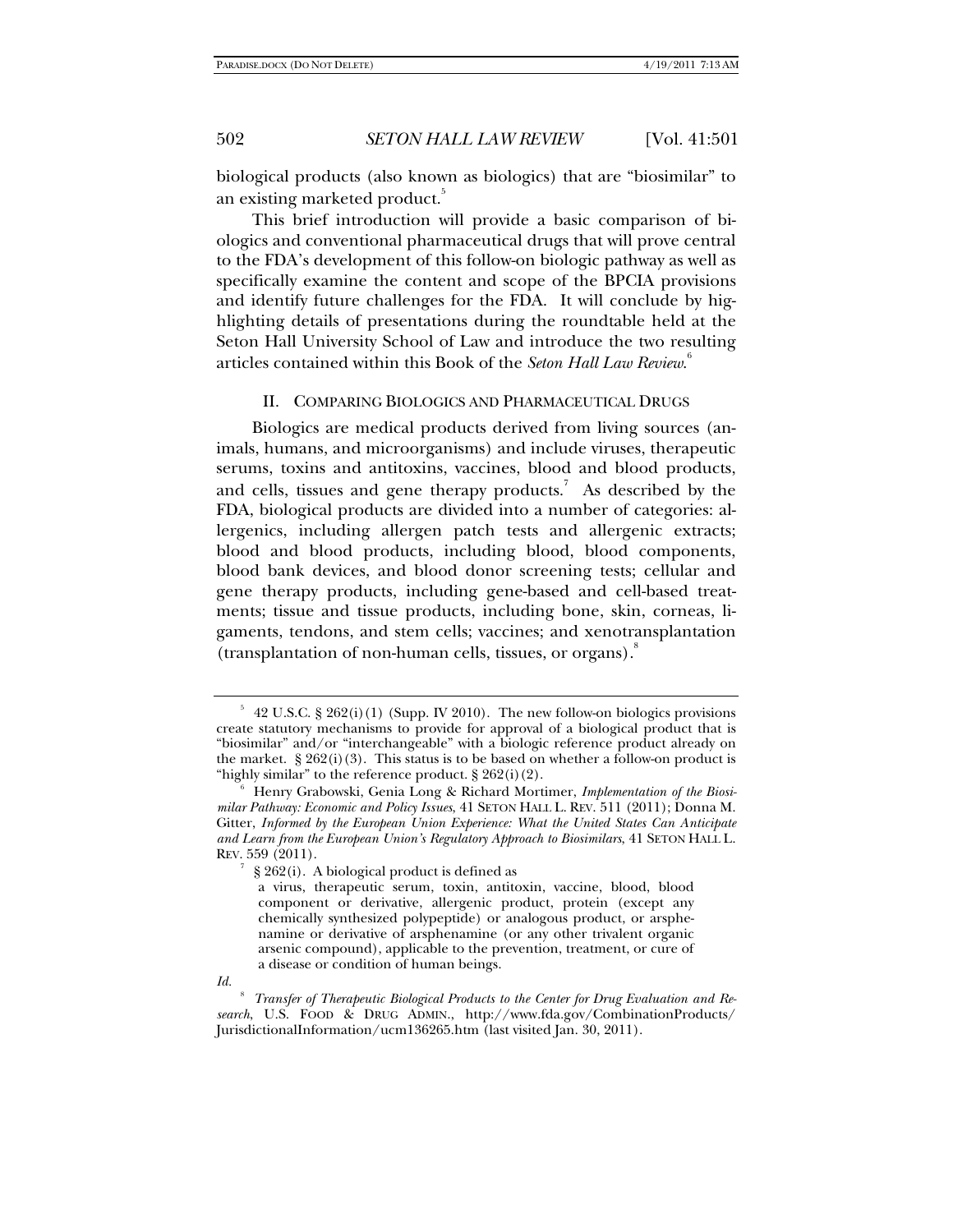biological products (also known as biologics) that are "biosimilar" to an existing marketed product.[5]

This brief introduction will provide a basic comparison of biologics and conventional pharmaceutical drugs that will prove central to the FDA's development of this follow-on biologic pathway as well as specifically examine the content and scope of the BPCIA provisions and identify future challenges for the FDA. It will conclude by highlighting details of presentations during the roundtable held at the Seton Hall University School of Law and introduce the two resulting articles contained within this Book of the *Seton Hall Law Review*.[6]

## II. COMPARING BIOLOGICS AND PHARMACEUTICAL DRUGS

Biologics are medical products derived from living sources (animals, humans, and microorganisms) and include viruses, therapeutic serums, toxins and antitoxins, vaccines, blood and blood products, and cells, tissues and gene therapy products.[7] As described by the FDA, biological products are divided into a number of categories: allergenics, including allergen patch tests and allergenic extracts; blood and blood products, including blood, blood components, blood bank devices, and blood donor screening tests; cellular and gene therapy products, including gene-based and cell-based treatments; tissue and tissue products, including bone, skin, corneas, ligaments, tendons, and stem cells; vaccines; and xenotransplantation (transplantation of non-human cells, tissues, or organs).[8]

---

[5] 42 U.S.C. § 262(i)(1) (Supp. IV 2010). The new follow-on biologics provisions create statutory mechanisms to provide for approval of a biological product that is "biosimilar" and/or "interchangeable" with a biologic reference product already on the market. § 262(i)(3). This status is to be based on whether a follow-on product is "highly similar" to the reference product. § 262(i)(2).

[6] Henry Grabowski, Genia Long & Richard Mortimer, *Implementation of the Biosimilar Pathway: Economic and Policy Issues*, 41 SETON HALL L. REV. 511 (2011); Donna M. Gitter, *Informed by the European Union Experience: What the United States Can Anticipate and Learn from the European Union's Regulatory Approach to Biosimilars*, 41 SETON HALL L. REV. 559 (2011).

[7] § 262(i). A biological product is defined as

> a virus, therapeutic serum, toxin, antitoxin, vaccine, blood, blood component or derivative, allergenic product, protein (except any chemically synthesized polypeptide) or analogous product, or arsphenamine or derivative of arsphenamine (or any other trivalent organic arsenic compound), applicable to the prevention, treatment, or cure of a disease or condition of human beings.

*Id.*

[8] *Transfer of Therapeutic Biological Products to the Center for Drug Evaluation and Research*, U.S. FOOD & DRUG ADMIN., http://www.fda.gov/CombinationProducts/JurisdictionalInformation/ucm136265.htm (last visited Jan. 30, 2011).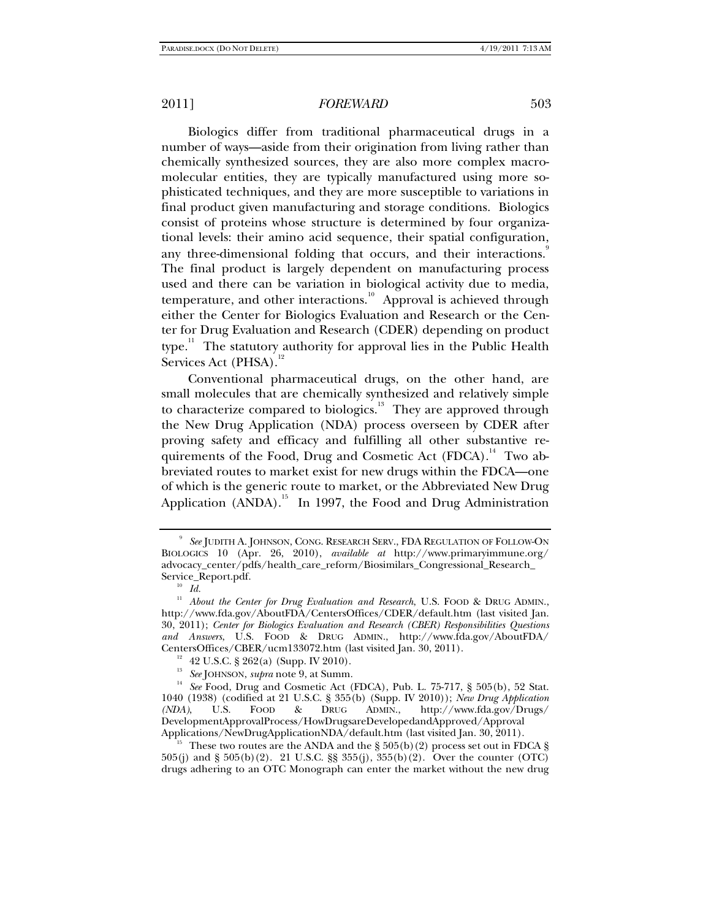Biologics differ from traditional pharmaceutical drugs in a number of ways—aside from their origination from living rather than chemically synthesized sources, they are also more complex macromolecular entities, they are typically manufactured using more sophisticated techniques, and they are more susceptible to variations in final product given manufacturing and storage conditions. Biologics consist of proteins whose structure is determined by four organizational levels: their amino acid sequence, their spatial configuration, any three-dimensional folding that occurs, and their interactions.[9] The final product is largely dependent on manufacturing process used and there can be variation in biological activity due to media, temperature, and other interactions.[10] Approval is achieved through either the Center for Biologics Evaluation and Research or the Center for Drug Evaluation and Research (CDER) depending on product type.[11] The statutory authority for approval lies in the Public Health Services Act (PHSA).[12]

Conventional pharmaceutical drugs, on the other hand, are small molecules that are chemically synthesized and relatively simple to characterize compared to biologics.[13] They are approved through the New Drug Application (NDA) process overseen by CDER after proving safety and efficacy and fulfilling all other substantive requirements of the Food, Drug and Cosmetic Act (FDCA).[14] Two abbreviated routes to market exist for new drugs within the FDCA—one of which is the generic route to market, or the Abbreviated New Drug Application (ANDA).[15] In 1997, the Food and Drug Administration

---

[9] *See* JUDITH A. JOHNSON, CONG. RESEARCH SERV., FDA REGULATION OF FOLLOW-ON BIOLOGICS 10 (Apr. 26, 2010), *available at* http://www.primaryimmune.org/advocacy_center/pdfs/health_care_reform/Biosimilars_Congressional_Research_Service_Report.pdf.

[10] *Id.*

[11] *About the Center for Drug Evaluation and Research*, U.S. FOOD & DRUG ADMIN., http://www.fda.gov/AboutFDA/CentersOffices/CDER/default.htm (last visited Jan. 30, 2011); *Center for Biologics Evaluation and Research (CBER) Responsibilities Questions and Answers*, U.S. FOOD & DRUG ADMIN., http://www.fda.gov/AboutFDA/CentersOffices/CBER/ucm133072.htm (last visited Jan. 30, 2011).

[12] 42 U.S.C. § 262(a) (Supp. IV 2010).

[13] *See* JOHNSON, *supra* note 9, at Summ.

[14] *See* Food, Drug and Cosmetic Act (FDCA), Pub. L. 75-717, § 505(b), 52 Stat. 1040 (1938) (codified at 21 U.S.C. § 355(b) (Supp. IV 2010)); *New Drug Application (NDA)*, U.S. FOOD & DRUG ADMIN., http://www.fda.gov/Drugs/DevelopmentApprovalProcess/HowDrugsareDevelopedandApproved/ApprovalApplications/NewDrugApplicationNDA/default.htm (last visited Jan. 30, 2011).

[15] These two routes are the ANDA and the § 505(b)(2) process set out in FDCA § 505(j) and § 505(b)(2). 21 U.S.C. §§ 355(j), 355(b)(2). Over the counter (OTC) drugs adhering to an OTC Monograph can enter the market without the new drug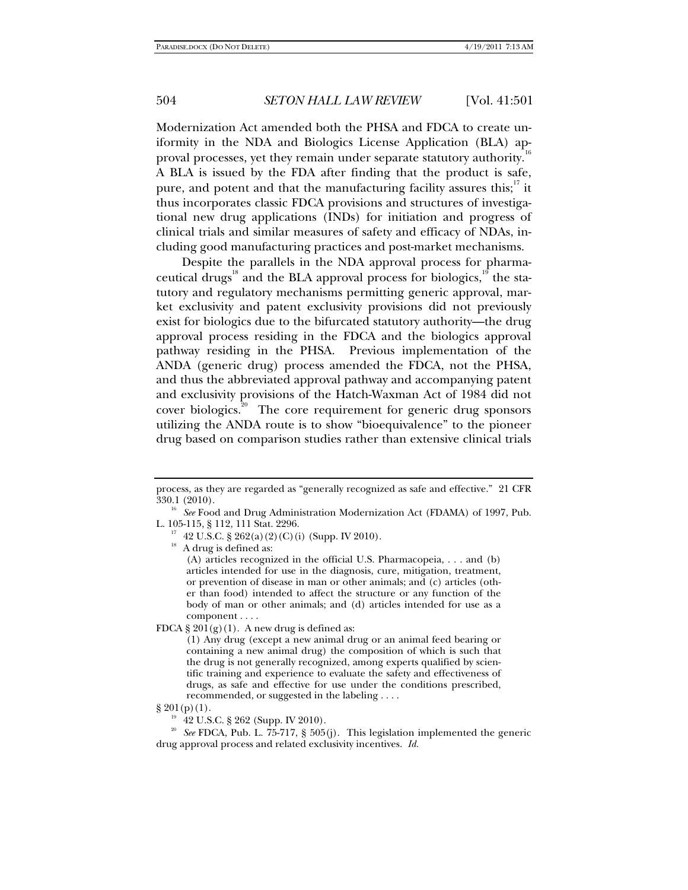Modernization Act amended both the PHSA and FDCA to create uniformity in the NDA and Biologics License Application (BLA) approval processes, yet they remain under separate statutory authority.[16] A BLA is issued by the FDA after finding that the product is safe, pure, and potent and that the manufacturing facility assures this;[17] it thus incorporates classic FDCA provisions and structures of investigational new drug applications (INDs) for initiation and progress of clinical trials and similar measures of safety and efficacy of NDAs, including good manufacturing practices and post-market mechanisms.

Despite the parallels in the NDA approval process for pharmaceutical drugs[18] and the BLA approval process for biologics,[19] the statutory and regulatory mechanisms permitting generic approval, market exclusivity and patent exclusivity provisions did not previously exist for biologics due to the bifurcated statutory authority—the drug approval process residing in the FDCA and the biologics approval pathway residing in the PHSA. Previous implementation of the ANDA (generic drug) process amended the FDCA, not the PHSA, and thus the abbreviated approval pathway and accompanying patent and exclusivity provisions of the Hatch-Waxman Act of 1984 did not cover biologics.[20] The core requirement for generic drug sponsors utilizing the ANDA route is to show "bioequivalence" to the pioneer drug based on comparison studies rather than extensive clinical trials

---

process, as they are regarded as "generally recognized as safe and effective." 21 CFR 330.1 (2010).

[16] *See* Food and Drug Administration Modernization Act (FDAMA) of 1997, Pub. L. 105-115, § 112, 111 Stat. 2296.

[17] 42 U.S.C. § 262(a)(2)(C)(i) (Supp. IV 2010).

[18] A drug is defined as:

> (A) articles recognized in the official U.S. Pharmacopeia, . . . and (b) articles intended for use in the diagnosis, cure, mitigation, treatment, or prevention of disease in man or other animals; and (c) articles (other than food) intended to affect the structure or any function of the body of man or other animals; and (d) articles intended for use as a component . . . .

FDCA § 201(g)(1). A new drug is defined as:

> (1) Any drug (except a new animal drug or an animal feed bearing or containing a new animal drug) the composition of which is such that the drug is not generally recognized, among experts qualified by scientific training and experience to evaluate the safety and effectiveness of drugs, as safe and effective for use under the conditions prescribed, recommended, or suggested in the labeling . . . .

§ 201(p)(1).

[19] 42 U.S.C. § 262 (Supp. IV 2010).

[20] *See* FDCA, Pub. L. 75-717, § 505(j). This legislation implemented the generic drug approval process and related exclusivity incentives. *Id.*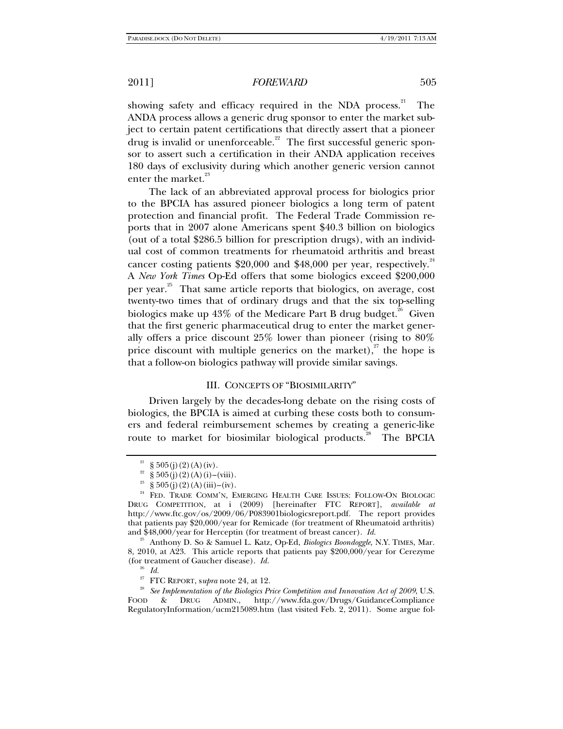showing safety and efficacy required in the NDA process.[21] The ANDA process allows a generic drug sponsor to enter the market subject to certain patent certifications that directly assert that a pioneer drug is invalid or unenforceable.[22] The first successful generic sponsor to assert such a certification in their ANDA application receives 180 days of exclusivity during which another generic version cannot enter the market.[23]

The lack of an abbreviated approval process for biologics prior to the BPCIA has assured pioneer biologics a long term of patent protection and financial profit. The Federal Trade Commission reports that in 2007 alone Americans spent $40.3 billion on biologics (out of a total $286.5 billion for prescription drugs), with an individual cost of common treatments for rheumatoid arthritis and breast cancer costing patients $20,000 and $48,000 per year, respectively.[24] A *New York Times* Op-Ed offers that some biologics exceed $200,000 per year.[25] That same article reports that biologics, on average, cost twenty-two times that of ordinary drugs and that the six top-selling biologics make up 43% of the Medicare Part B drug budget.[26] Given that the first generic pharmaceutical drug to enter the market generally offers a price discount 25% lower than pioneer (rising to 80% price discount with multiple generics on the market),[27] the hope is that a follow-on biologics pathway will provide similar savings.

## III. CONCEPTS OF "BIOSIMILARITY"

Driven largely by the decades-long debate on the rising costs of biologics, the BPCIA is aimed at curbing these costs both to consumers and federal reimbursement schemes by creating a generic-like route to market for biosimilar biological products.[28] The BPCIA

---

[21] § 505(j)(2)(A)(iv).

[22] § 505(j)(2)(A)(i)–(viii).

[23] § 505(j)(2)(A)(iii)–(iv).

[24] FED. TRADE COMM'N, EMERGING HEALTH CARE ISSUES: FOLLOW-ON BIOLOGIC DRUG COMPETITION, at i (2009) [hereinafter FTC REPORT], *available at* http://www.ftc.gov/os/2009/06/P083901biologicsreport.pdf. The report provides that patients pay $20,000/year for Remicade (for treatment of Rheumatoid arthritis) and $48,000/year for Herceptin (for treatment of breast cancer). *Id.*

[25] Anthony D. So & Samuel L. Katz, Op-Ed, *Biologics Boondoggle*, N.Y. TIMES, Mar. 8, 2010, at A23. This article reports that patients pay $200,000/year for Cerezyme (for treatment of Gaucher disease). *Id.*

[26] *Id.*

[27] FTC REPORT, s*upra* note 24, at 12.

[28] *See Implementation of the Biologics Price Competition and Innovation Act of 2009*, U.S. FOOD & DRUG ADMIN., http://www.fda.gov/Drugs/GuidanceCompliance RegulatoryInformation/ucm215089.htm (last visited Feb. 2, 2011). Some argue fol-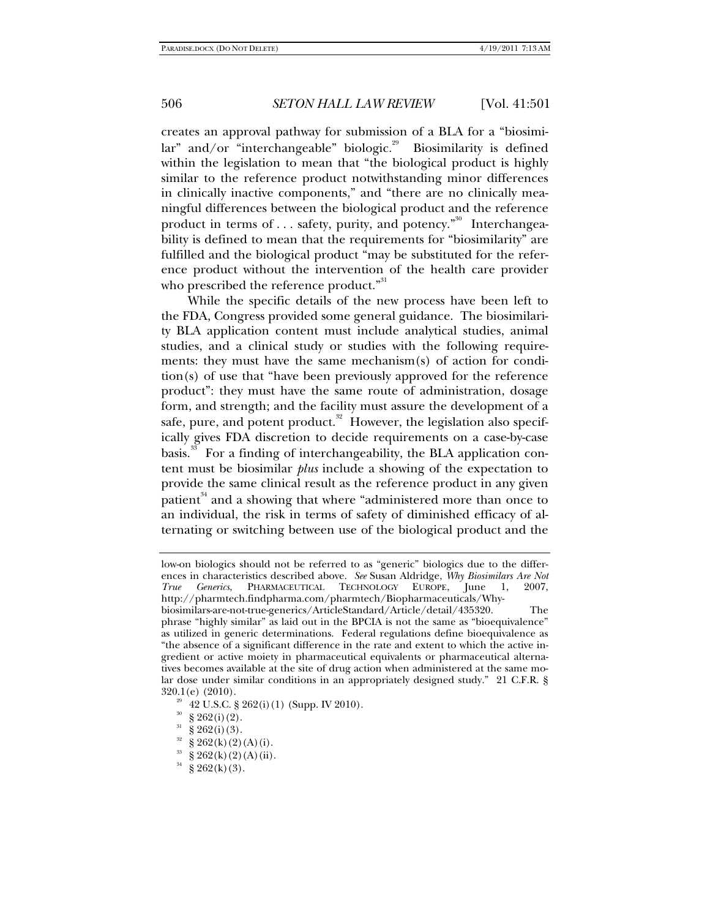creates an approval pathway for submission of a BLA for a "biosimilar" and/or "interchangeable" biologic.[29] Biosimilarity is defined within the legislation to mean that "the biological product is highly similar to the reference product notwithstanding minor differences in clinically inactive components," and "there are no clinically meaningful differences between the biological product and the reference product in terms of . . . safety, purity, and potency."[30] Interchangeability is defined to mean that the requirements for "biosimilarity" are fulfilled and the biological product "may be substituted for the reference product without the intervention of the health care provider who prescribed the reference product."[31]

While the specific details of the new process have been left to the FDA, Congress provided some general guidance. The biosimilarity BLA application content must include analytical studies, animal studies, and a clinical study or studies with the following requirements: they must have the same mechanism(s) of action for condition(s) of use that "have been previously approved for the reference product": they must have the same route of administration, dosage form, and strength; and the facility must assure the development of a safe, pure, and potent product.[32] However, the legislation also specifically gives FDA discretion to decide requirements on a case-by-case basis.[33] For a finding of interchangeability, the BLA application content must be biosimilar *plus* include a showing of the expectation to provide the same clinical result as the reference product in any given patient[34] and a showing that where "administered more than once to an individual, the risk in terms of safety of diminished efficacy of alternating or switching between use of the biological product and the

---

low-on biologics should not be referred to as "generic" biologics due to the differences in characteristics described above. *See* Susan Aldridge, *Why Biosimilars Are Not True Generics*, PHARMACEUTICAL TECHNOLOGY EUROPE, June 1, 2007, http://pharmtech.findpharma.com/pharmtech/Biopharmaceuticals/Why-biosimilars-are-not-true-generics/ArticleStandard/Article/detail/435320. The phrase "highly similar" as laid out in the BPCIA is not the same as "bioequivalence" as utilized in generic determinations. Federal regulations define bioequivalence as "the absence of a significant difference in the rate and extent to which the active ingredient or active moiety in pharmaceutical equivalents or pharmaceutical alternatives becomes available at the site of drug action when administered at the same molar dose under similar conditions in an appropriately designed study." 21 C.F.R. § 320.1(e) (2010).

[29] 42 U.S.C. § 262(i)(1) (Supp. IV 2010).

[30] § 262(i)(2).

[31] § 262(i)(3).

[32] § 262(k)(2)(A)(i).

[33] § 262(k)(2)(A)(ii).

[34] § 262(k)(3).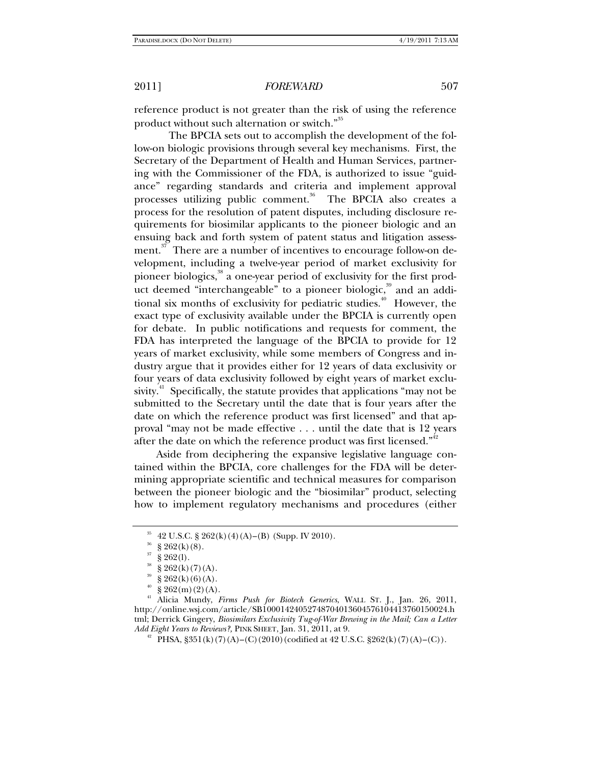reference product is not greater than the risk of using the reference product without such alternation or switch."[35]

The BPCIA sets out to accomplish the development of the follow-on biologic provisions through several key mechanisms. First, the Secretary of the Department of Health and Human Services, partnering with the Commissioner of the FDA, is authorized to issue "guidance" regarding standards and criteria and implement approval processes utilizing public comment.[36] The BPCIA also creates a process for the resolution of patent disputes, including disclosure requirements for biosimilar applicants to the pioneer biologic and an ensuing back and forth system of patent status and litigation assessment.[37] There are a number of incentives to encourage follow-on development, including a twelve-year period of market exclusivity for pioneer biologics,[38] a one-year period of exclusivity for the first product deemed "interchangeable" to a pioneer biologic,[39] and an additional six months of exclusivity for pediatric studies.[40] However, the exact type of exclusivity available under the BPCIA is currently open for debate. In public notifications and requests for comment, the FDA has interpreted the language of the BPCIA to provide for 12 years of market exclusivity, while some members of Congress and industry argue that it provides either for 12 years of data exclusivity or four years of data exclusivity followed by eight years of market exclusivity.[41] Specifically, the statute provides that applications "may not be submitted to the Secretary until the date that is four years after the date on which the reference product was first licensed" and that approval "may not be made effective . . . until the date that is 12 years after the date on which the reference product was first licensed."[42]

Aside from deciphering the expansive legislative language contained within the BPCIA, core challenges for the FDA will be determining appropriate scientific and technical measures for comparison between the pioneer biologic and the "biosimilar" product, selecting how to implement regulatory mechanisms and procedures (either

---

[35] 42 U.S.C. § 262(k)(4)(A)–(B) (Supp. IV 2010).

[36] § 262(k)(8).

[37] § 262(l).

[38] § 262(k)(7)(A).

[39] § 262(k)(6)(A).

[40] § 262(m)(2)(A).

[41] Alicia Mundy, *Firms Push for Biotech Generics*, WALL ST. J., Jan. 26, 2011, http://online.wsj.com/article/SB10001424052748704013604576104413760150024.html; Derrick Gingery, *Biosimilars Exclusivity Tug-of-War Brewing in the Mail; Can a Letter Add Eight Years to Reviews?*, PINK SHEET, Jan. 31, 2011, at 9.

[42] PHSA, §351(k)(7)(A)–(C)(2010)(codified at 42 U.S.C. §262(k)(7)(A)–(C)).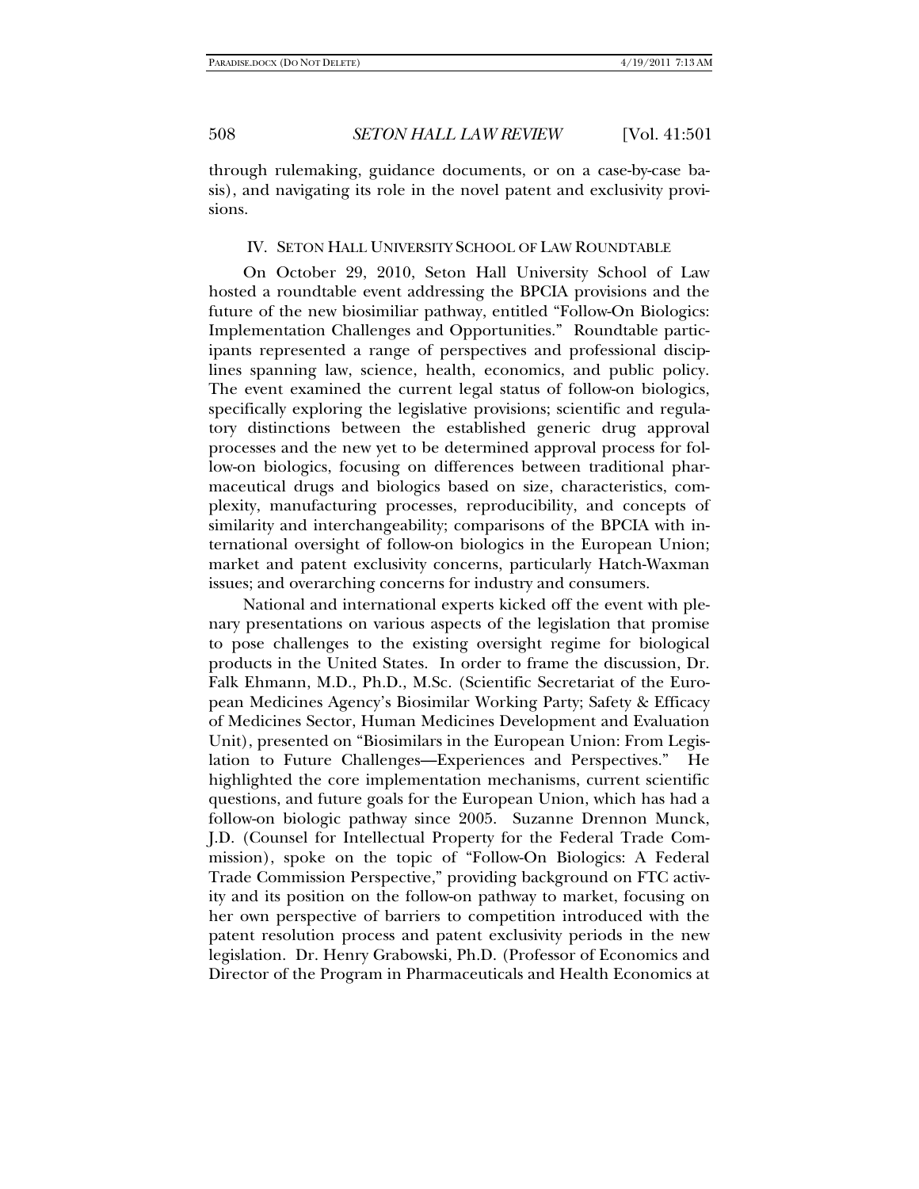through rulemaking, guidance documents, or on a case-by-case basis), and navigating its role in the novel patent and exclusivity provisions.

## IV. SETON HALL UNIVERSITY SCHOOL OF LAW ROUNDTABLE

On October 29, 2010, Seton Hall University School of Law hosted a roundtable event addressing the BPCIA provisions and the future of the new biosimiliar pathway, entitled "Follow-On Biologics: Implementation Challenges and Opportunities." Roundtable participants represented a range of perspectives and professional disciplines spanning law, science, health, economics, and public policy. The event examined the current legal status of follow-on biologics, specifically exploring the legislative provisions; scientific and regulatory distinctions between the established generic drug approval processes and the new yet to be determined approval process for follow-on biologics, focusing on differences between traditional pharmaceutical drugs and biologics based on size, characteristics, complexity, manufacturing processes, reproducibility, and concepts of similarity and interchangeability; comparisons of the BPCIA with international oversight of follow-on biologics in the European Union; market and patent exclusivity concerns, particularly Hatch-Waxman issues; and overarching concerns for industry and consumers.

National and international experts kicked off the event with plenary presentations on various aspects of the legislation that promise to pose challenges to the existing oversight regime for biological products in the United States. In order to frame the discussion, Dr. Falk Ehmann, M.D., Ph.D., M.Sc. (Scientific Secretariat of the European Medicines Agency's Biosimilar Working Party; Safety & Efficacy of Medicines Sector, Human Medicines Development and Evaluation Unit), presented on "Biosimilars in the European Union: From Legislation to Future Challenges—Experiences and Perspectives." He highlighted the core implementation mechanisms, current scientific questions, and future goals for the European Union, which has had a follow-on biologic pathway since 2005. Suzanne Drennon Munck, J.D. (Counsel for Intellectual Property for the Federal Trade Commission), spoke on the topic of "Follow-On Biologics: A Federal Trade Commission Perspective," providing background on FTC activity and its position on the follow-on pathway to market, focusing on her own perspective of barriers to competition introduced with the patent resolution process and patent exclusivity periods in the new legislation. Dr. Henry Grabowski, Ph.D. (Professor of Economics and Director of the Program in Pharmaceuticals and Health Economics at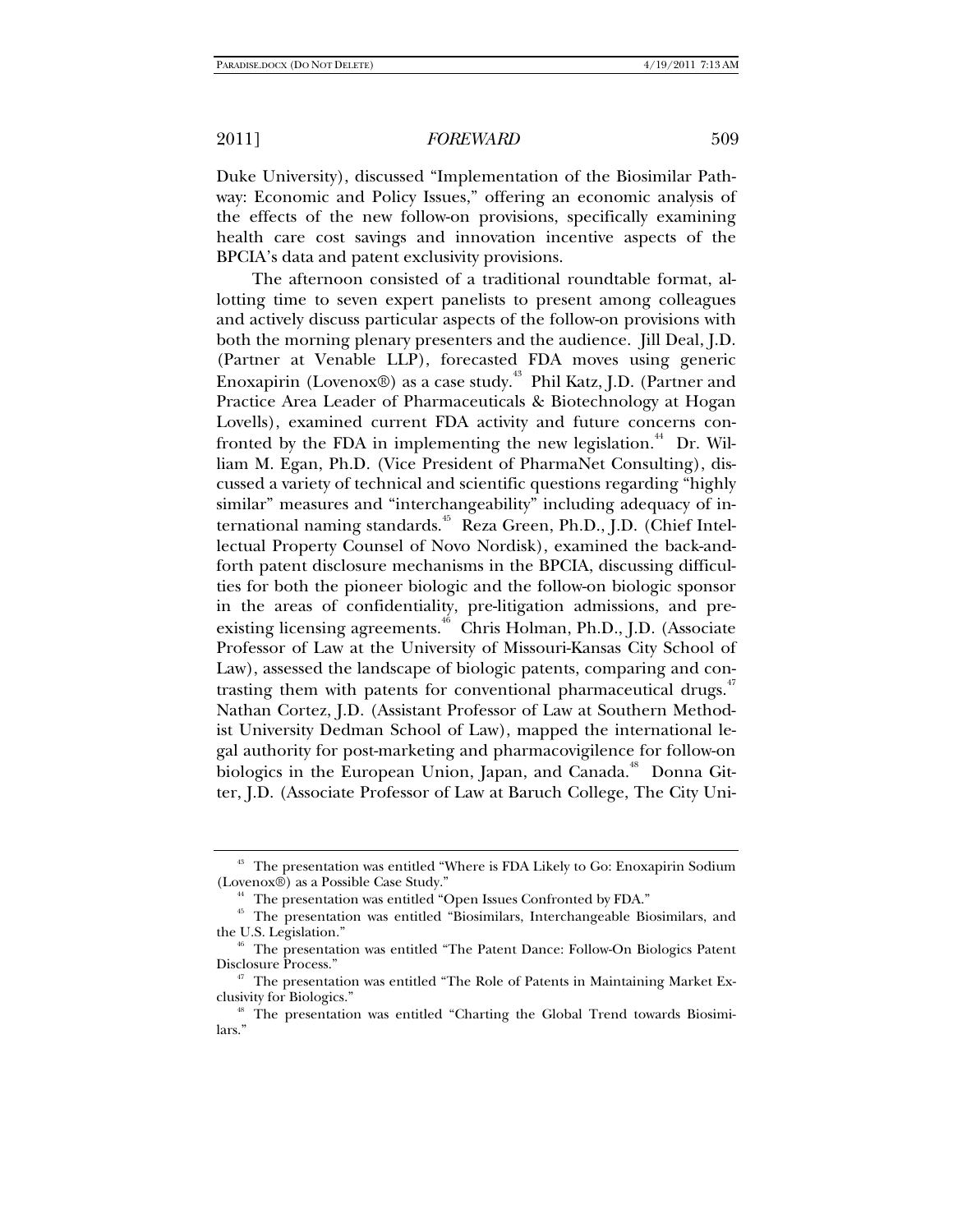Duke University), discussed "Implementation of the Biosimilar Pathway: Economic and Policy Issues," offering an economic analysis of the effects of the new follow-on provisions, specifically examining health care cost savings and innovation incentive aspects of the BPCIA's data and patent exclusivity provisions.

The afternoon consisted of a traditional roundtable format, allotting time to seven expert panelists to present among colleagues and actively discuss particular aspects of the follow-on provisions with both the morning plenary presenters and the audience. Jill Deal, J.D. (Partner at Venable LLP), forecasted FDA moves using generic Enoxapirin (Lovenox®) as a case study.[43] Phil Katz, J.D. (Partner and Practice Area Leader of Pharmaceuticals & Biotechnology at Hogan Lovells), examined current FDA activity and future concerns confronted by the FDA in implementing the new legislation.[44] Dr. William M. Egan, Ph.D. (Vice President of PharmaNet Consulting), discussed a variety of technical and scientific questions regarding "highly similar" measures and "interchangeability" including adequacy of international naming standards.[45] Reza Green, Ph.D., J.D. (Chief Intellectual Property Counsel of Novo Nordisk), examined the back-and-forth patent disclosure mechanisms in the BPCIA, discussing difficulties for both the pioneer biologic and the follow-on biologic sponsor in the areas of confidentiality, pre-litigation admissions, and pre-existing licensing agreements.[46] Chris Holman, Ph.D., J.D. (Associate Professor of Law at the University of Missouri-Kansas City School of Law), assessed the landscape of biologic patents, comparing and contrasting them with patents for conventional pharmaceutical drugs.[47] Nathan Cortez, J.D. (Assistant Professor of Law at Southern Methodist University Dedman School of Law), mapped the international legal authority for post-marketing and pharmacovigilence for follow-on biologics in the European Union, Japan, and Canada.[48] Donna Gitter, J.D. (Associate Professor of Law at Baruch College, The City Uni-

---

[43] The presentation was entitled "Where is FDA Likely to Go: Enoxapirin Sodium (Lovenox®) as a Possible Case Study."

[44] The presentation was entitled "Open Issues Confronted by FDA."

[45] The presentation was entitled "Biosimilars, Interchangeable Biosimilars, and the U.S. Legislation."

[46] The presentation was entitled "The Patent Dance: Follow-On Biologics Patent Disclosure Process."

[47] The presentation was entitled "The Role of Patents in Maintaining Market Exclusivity for Biologics."

[48] The presentation was entitled "Charting the Global Trend towards Biosimilars."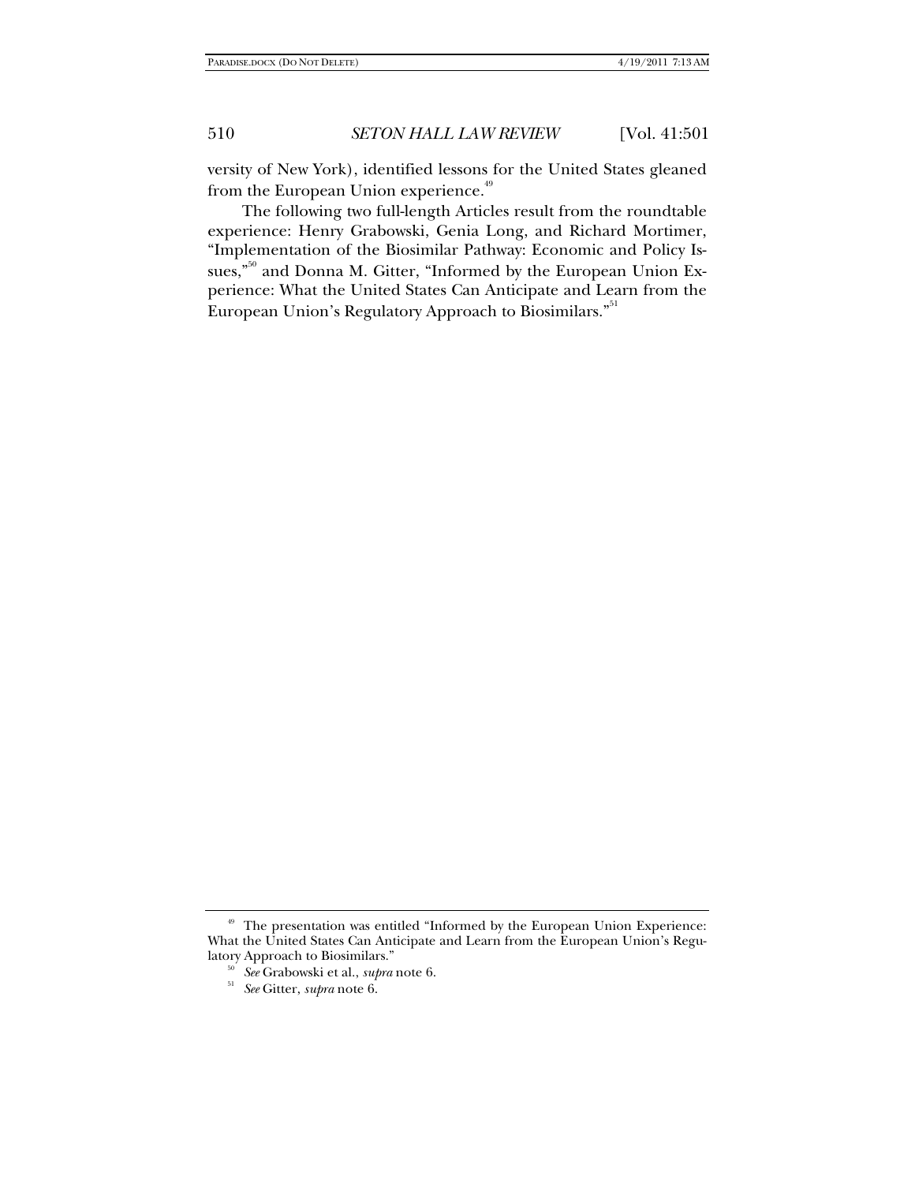versity of New York), identified lessons for the United States gleaned from the European Union experience.[49]

The following two full-length Articles result from the roundtable experience: Henry Grabowski, Genia Long, and Richard Mortimer, "Implementation of the Biosimilar Pathway: Economic and Policy Issues,"[50] and Donna M. Gitter, "Informed by the European Union Experience: What the United States Can Anticipate and Learn from the European Union's Regulatory Approach to Biosimilars."[51]

---

[49] The presentation was entitled "Informed by the European Union Experience: What the United States Can Anticipate and Learn from the European Union's Regulatory Approach to Biosimilars."

[50] *See* Grabowski et al., *supra* note 6.

[51] *See* Gitter, *supra* note 6.